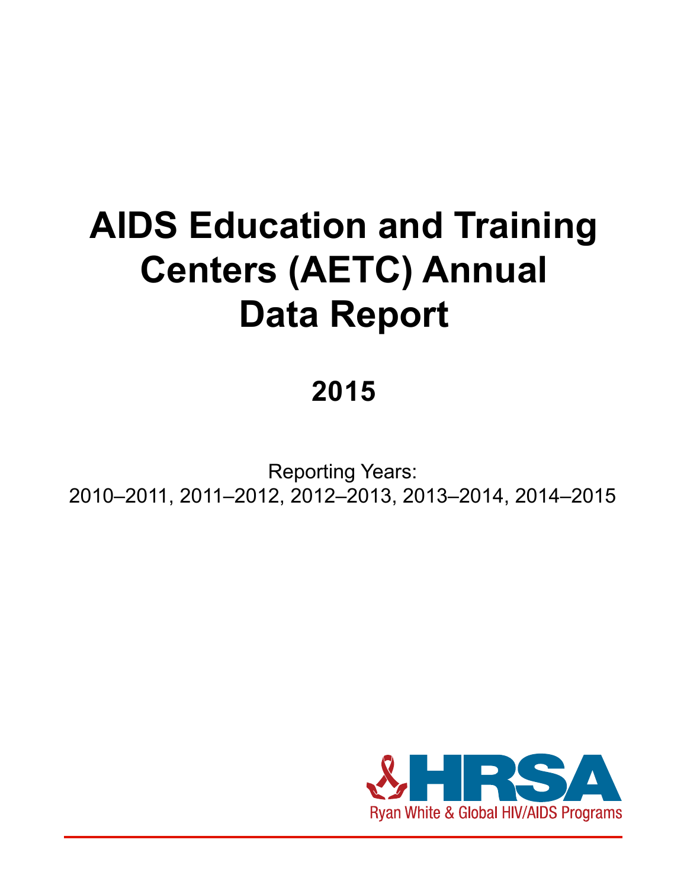# AIDS Education and Training Centers (AETC) Annual Data Report

## 2015

Reporting Years:
2010–2011, 2011–2012, 2012–2013, 2013–2014, 2014–2015

HRSA
Ryan White & Global HIV/AIDS Programs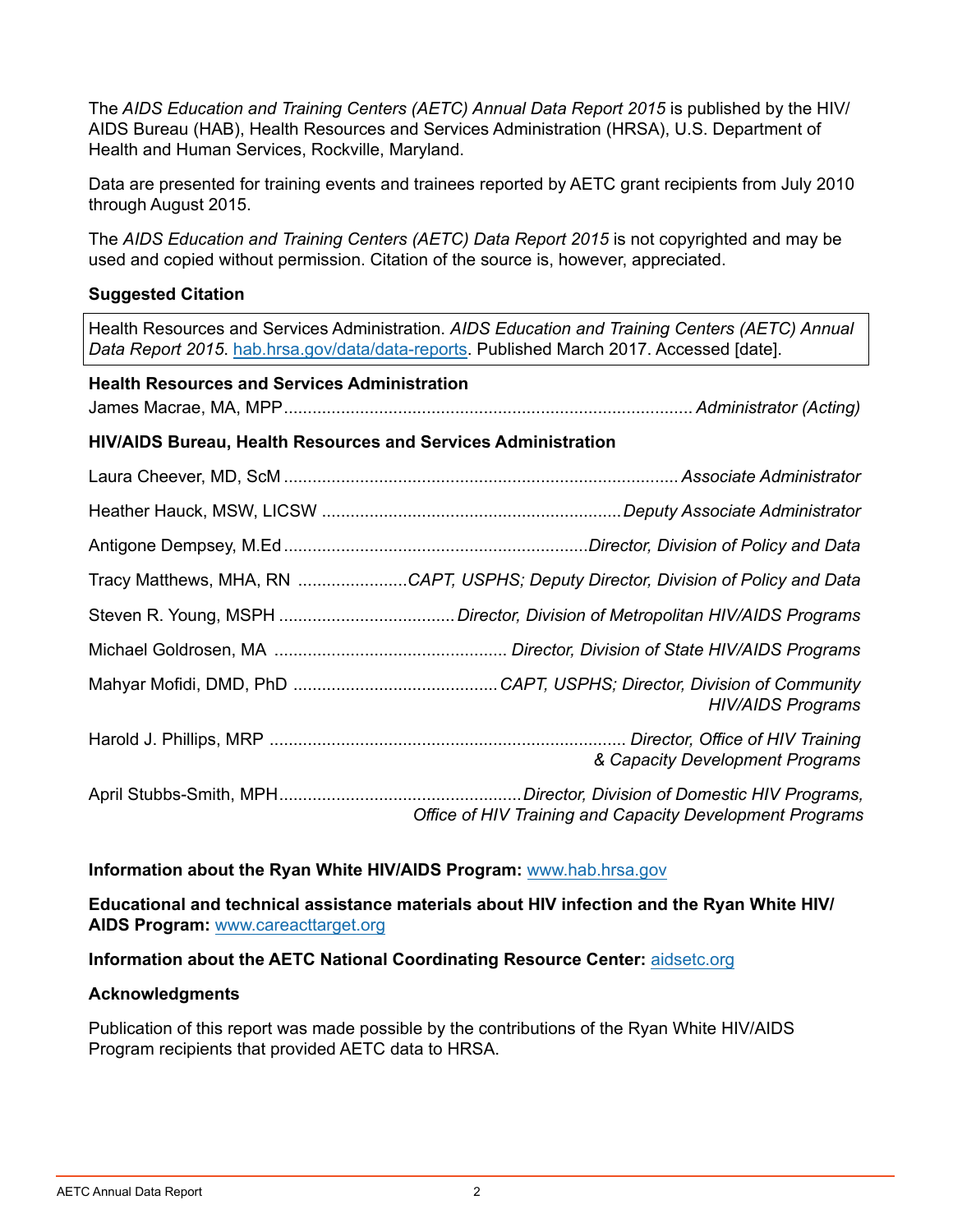The *AIDS Education and Training Centers (AETC) Annual Data Report 2015* is published by the HIV/AIDS Bureau (HAB), Health Resources and Services Administration (HRSA), U.S. Department of Health and Human Services, Rockville, Maryland.

Data are presented for training events and trainees reported by AETC grant recipients from July 2010 through August 2015.

The *AIDS Education and Training Centers (AETC) Data Report 2015* is not copyrighted and may be used and copied without permission. Citation of the source is, however, appreciated.

**Suggested Citation**

Health Resources and Services Administration. *AIDS Education and Training Centers (AETC) Annual Data Report 2015*. hab.hrsa.gov/data/data-reports. Published March 2017. Accessed [date].

**Health Resources and Services Administration**

James Macrae, MA, MPP ........ *Administrator (Acting)*

**HIV/AIDS Bureau, Health Resources and Services Administration**

Laura Cheever, MD, ScM ........ *Associate Administrator*

Heather Hauck, MSW, LICSW ........ *Deputy Associate Administrator*

Antigone Dempsey, M.Ed ........ *Director, Division of Policy and Data*

Tracy Matthews, MHA, RN ........ *CAPT, USPHS; Deputy Director, Division of Policy and Data*

Steven R. Young, MSPH ........ *Director, Division of Metropolitan HIV/AIDS Programs*

Michael Goldrosen, MA ........ *Director, Division of State HIV/AIDS Programs*

Mahyar Mofidi, DMD, PhD ........ *CAPT, USPHS; Director, Division of Community HIV/AIDS Programs*

Harold J. Phillips, MRP ........ *Director, Office of HIV Training & Capacity Development Programs*

April Stubbs-Smith, MPH ........ *Director, Division of Domestic HIV Programs, Office of HIV Training and Capacity Development Programs*

**Information about the Ryan White HIV/AIDS Program:** www.hab.hrsa.gov

**Educational and technical assistance materials about HIV infection and the Ryan White HIV/AIDS Program:** www.careacttarget.org

**Information about the AETC National Coordinating Resource Center:** aidsetc.org

**Acknowledgments**

Publication of this report was made possible by the contributions of the Ryan White HIV/AIDS Program recipients that provided AETC data to HRSA.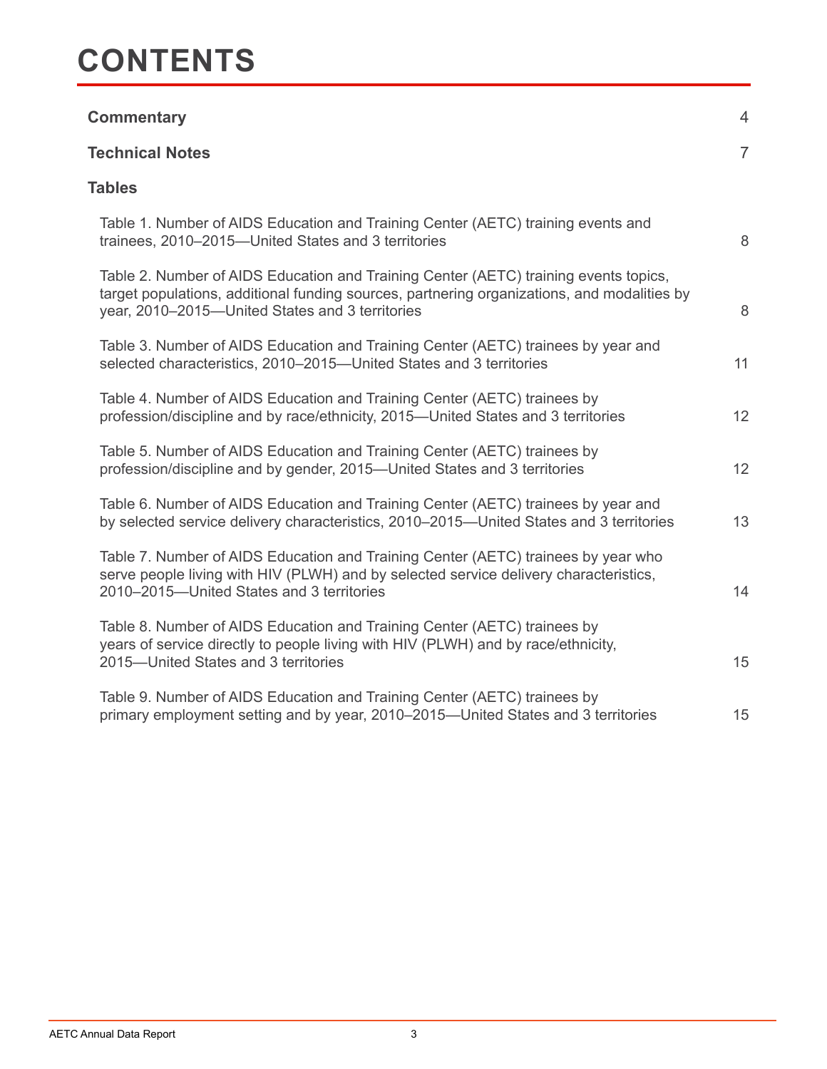# CONTENTS

| | |
|---|---|
| **Commentary** | 4 |
| **Technical Notes** | 7 |
| **Tables** | |
| Table 1. Number of AIDS Education and Training Center (AETC) training events and trainees, 2010–2015—United States and 3 territories | 8 |
| Table 2. Number of AIDS Education and Training Center (AETC) training events topics, target populations, additional funding sources, partnering organizations, and modalities by year, 2010–2015—United States and 3 territories | 8 |
| Table 3. Number of AIDS Education and Training Center (AETC) trainees by year and selected characteristics, 2010–2015—United States and 3 territories | 11 |
| Table 4. Number of AIDS Education and Training Center (AETC) trainees by profession/discipline and by race/ethnicity, 2015—United States and 3 territories | 12 |
| Table 5. Number of AIDS Education and Training Center (AETC) trainees by profession/discipline and by gender, 2015—United States and 3 territories | 12 |
| Table 6. Number of AIDS Education and Training Center (AETC) trainees by year and by selected service delivery characteristics, 2010–2015—United States and 3 territories | 13 |
| Table 7. Number of AIDS Education and Training Center (AETC) trainees by year who serve people living with HIV (PLWH) and by selected service delivery characteristics, 2010–2015—United States and 3 territories | 14 |
| Table 8. Number of AIDS Education and Training Center (AETC) trainees by years of service directly to people living with HIV (PLWH) and by race/ethnicity, 2015—United States and 3 territories | 15 |
| Table 9. Number of AIDS Education and Training Center (AETC) trainees by primary employment setting and by year, 2010–2015—United States and 3 territories | 15 |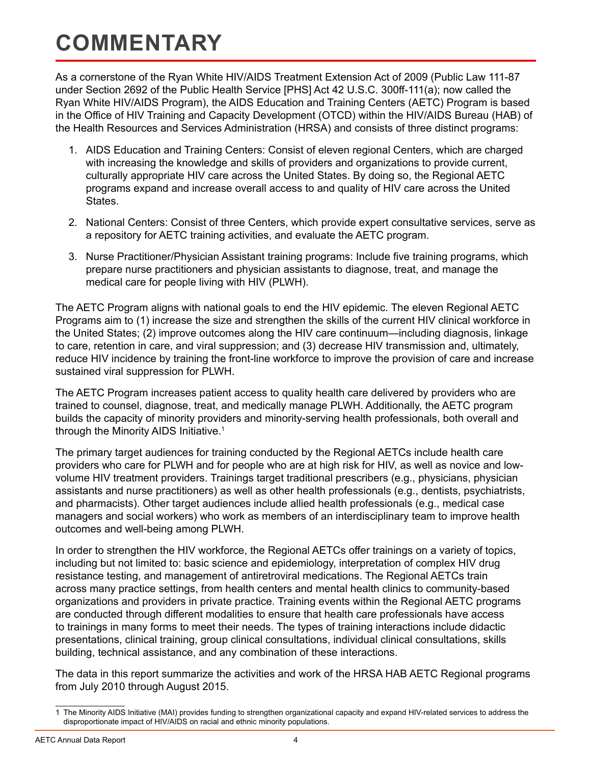# COMMENTARY

As a cornerstone of the Ryan White HIV/AIDS Treatment Extension Act of 2009 (Public Law 111-87 under Section 2692 of the Public Health Service [PHS] Act 42 U.S.C. 300ff-111(a); now called the Ryan White HIV/AIDS Program), the AIDS Education and Training Centers (AETC) Program is based in the Office of HIV Training and Capacity Development (OTCD) within the HIV/AIDS Bureau (HAB) of the Health Resources and Services Administration (HRSA) and consists of three distinct programs:

1. AIDS Education and Training Centers: Consist of eleven regional Centers, which are charged with increasing the knowledge and skills of providers and organizations to provide current, culturally appropriate HIV care across the United States. By doing so, the Regional AETC programs expand and increase overall access to and quality of HIV care across the United States.

2. National Centers: Consist of three Centers, which provide expert consultative services, serve as a repository for AETC training activities, and evaluate the AETC program.

3. Nurse Practitioner/Physician Assistant training programs: Include five training programs, which prepare nurse practitioners and physician assistants to diagnose, treat, and manage the medical care for people living with HIV (PLWH).

The AETC Program aligns with national goals to end the HIV epidemic. The eleven Regional AETC Programs aim to (1) increase the size and strengthen the skills of the current HIV clinical workforce in the United States; (2) improve outcomes along the HIV care continuum—including diagnosis, linkage to care, retention in care, and viral suppression; and (3) decrease HIV transmission and, ultimately, reduce HIV incidence by training the front-line workforce to improve the provision of care and increase sustained viral suppression for PLWH.

The AETC Program increases patient access to quality health care delivered by providers who are trained to counsel, diagnose, treat, and medically manage PLWH. Additionally, the AETC program builds the capacity of minority providers and minority-serving health professionals, both overall and through the Minority AIDS Initiative.[1]

The primary target audiences for training conducted by the Regional AETCs include health care providers who care for PLWH and for people who are at high risk for HIV, as well as novice and low-volume HIV treatment providers. Trainings target traditional prescribers (e.g., physicians, physician assistants and nurse practitioners) as well as other health professionals (e.g., dentists, psychiatrists, and pharmacists). Other target audiences include allied health professionals (e.g., medical case managers and social workers) who work as members of an interdisciplinary team to improve health outcomes and well-being among PLWH.

In order to strengthen the HIV workforce, the Regional AETCs offer trainings on a variety of topics, including but not limited to: basic science and epidemiology, interpretation of complex HIV drug resistance testing, and management of antiretroviral medications. The Regional AETCs train across many practice settings, from health centers and mental health clinics to community-based organizations and providers in private practice. Training events within the Regional AETC programs are conducted through different modalities to ensure that health care professionals have access to trainings in many forms to meet their needs. The types of training interactions include didactic presentations, clinical training, group clinical consultations, individual clinical consultations, skills building, technical assistance, and any combination of these interactions.

The data in this report summarize the activities and work of the HRSA HAB AETC Regional programs from July 2010 through August 2015.

---

1 The Minority AIDS Initiative (MAI) provides funding to strengthen organizational capacity and expand HIV-related services to address the disproportionate impact of HIV/AIDS on racial and ethnic minority populations.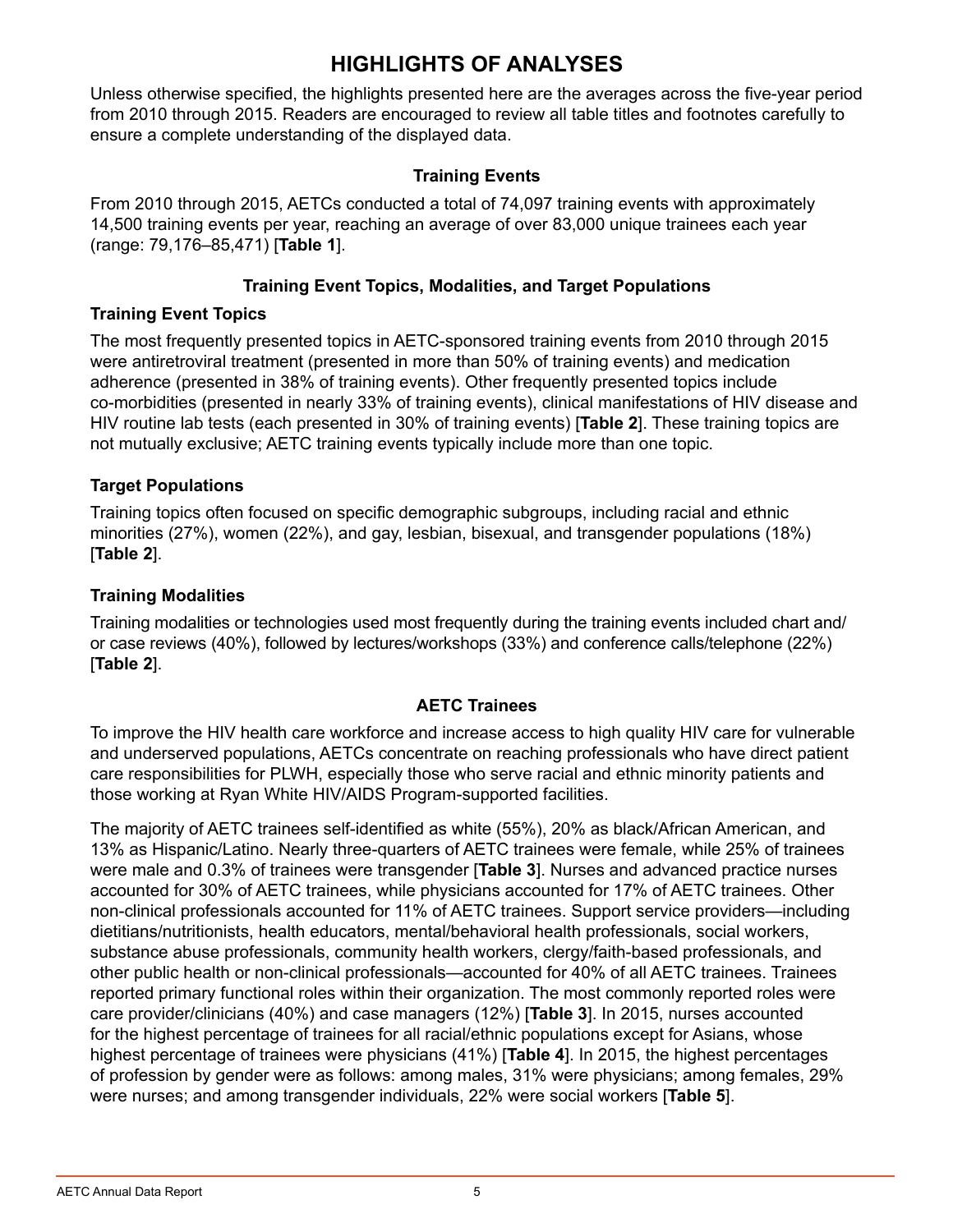# HIGHLIGHTS OF ANALYSES

Unless otherwise specified, the highlights presented here are the averages across the five-year period from 2010 through 2015. Readers are encouraged to review all table titles and footnotes carefully to ensure a complete understanding of the displayed data.

## Training Events

From 2010 through 2015, AETCs conducted a total of 74,097 training events with approximately 14,500 training events per year, reaching an average of over 83,000 unique trainees each year (range: 79,176–85,471) [**Table 1**].

## Training Event Topics, Modalities, and Target Populations

### Training Event Topics

The most frequently presented topics in AETC-sponsored training events from 2010 through 2015 were antiretroviral treatment (presented in more than 50% of training events) and medication adherence (presented in 38% of training events). Other frequently presented topics include co-morbidities (presented in nearly 33% of training events), clinical manifestations of HIV disease and HIV routine lab tests (each presented in 30% of training events) [**Table 2**]. These training topics are not mutually exclusive; AETC training events typically include more than one topic.

### Target Populations

Training topics often focused on specific demographic subgroups, including racial and ethnic minorities (27%), women (22%), and gay, lesbian, bisexual, and transgender populations (18%) [**Table 2**].

### Training Modalities

Training modalities or technologies used most frequently during the training events included chart and/or case reviews (40%), followed by lectures/workshops (33%) and conference calls/telephone (22%) [**Table 2**].

## AETC Trainees

To improve the HIV health care workforce and increase access to high quality HIV care for vulnerable and underserved populations, AETCs concentrate on reaching professionals who have direct patient care responsibilities for PLWH, especially those who serve racial and ethnic minority patients and those working at Ryan White HIV/AIDS Program-supported facilities.

The majority of AETC trainees self-identified as white (55%), 20% as black/African American, and 13% as Hispanic/Latino. Nearly three-quarters of AETC trainees were female, while 25% of trainees were male and 0.3% of trainees were transgender [**Table 3**]. Nurses and advanced practice nurses accounted for 30% of AETC trainees, while physicians accounted for 17% of AETC trainees. Other non-clinical professionals accounted for 11% of AETC trainees. Support service providers—including dietitians/nutritionists, health educators, mental/behavioral health professionals, social workers, substance abuse professionals, community health workers, clergy/faith-based professionals, and other public health or non-clinical professionals—accounted for 40% of all AETC trainees. Trainees reported primary functional roles within their organization. The most commonly reported roles were care provider/clinicians (40%) and case managers (12%) [**Table 3**]. In 2015, nurses accounted for the highest percentage of trainees for all racial/ethnic populations except for Asians, whose highest percentage of trainees were physicians (41%) [**Table 4**]. In 2015, the highest percentages of profession by gender were as follows: among males, 31% were physicians; among females, 29% were nurses; and among transgender individuals, 22% were social workers [**Table 5**].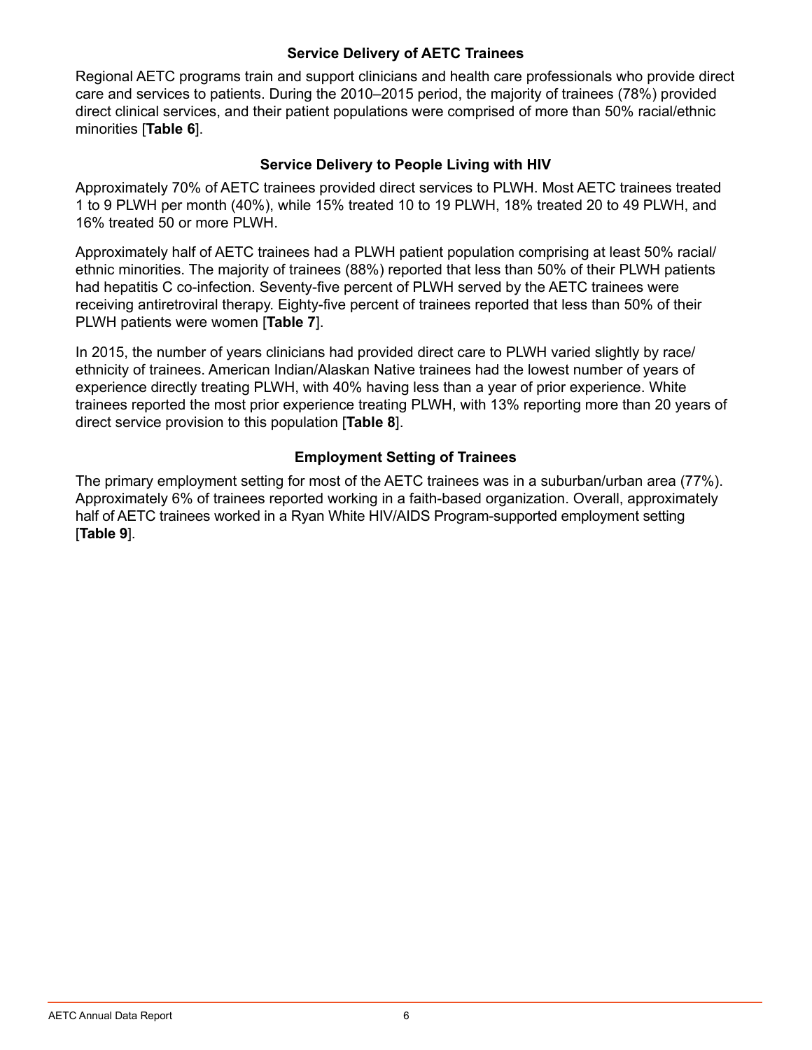## Service Delivery of AETC Trainees

Regional AETC programs train and support clinicians and health care professionals who provide direct care and services to patients. During the 2010–2015 period, the majority of trainees (78%) provided direct clinical services, and their patient populations were comprised of more than 50% racial/ethnic minorities [**Table 6**].

## Service Delivery to People Living with HIV

Approximately 70% of AETC trainees provided direct services to PLWH. Most AETC trainees treated 1 to 9 PLWH per month (40%), while 15% treated 10 to 19 PLWH, 18% treated 20 to 49 PLWH, and 16% treated 50 or more PLWH.

Approximately half of AETC trainees had a PLWH patient population comprising at least 50% racial/ethnic minorities. The majority of trainees (88%) reported that less than 50% of their PLWH patients had hepatitis C co-infection. Seventy-five percent of PLWH served by the AETC trainees were receiving antiretroviral therapy. Eighty-five percent of trainees reported that less than 50% of their PLWH patients were women [**Table 7**].

In 2015, the number of years clinicians had provided direct care to PLWH varied slightly by race/ethnicity of trainees. American Indian/Alaskan Native trainees had the lowest number of years of experience directly treating PLWH, with 40% having less than a year of prior experience. White trainees reported the most prior experience treating PLWH, with 13% reporting more than 20 years of direct service provision to this population [**Table 8**].

## Employment Setting of Trainees

The primary employment setting for most of the AETC trainees was in a suburban/urban area (77%). Approximately 6% of trainees reported working in a faith-based organization. Overall, approximately half of AETC trainees worked in a Ryan White HIV/AIDS Program-supported employment setting [**Table 9**].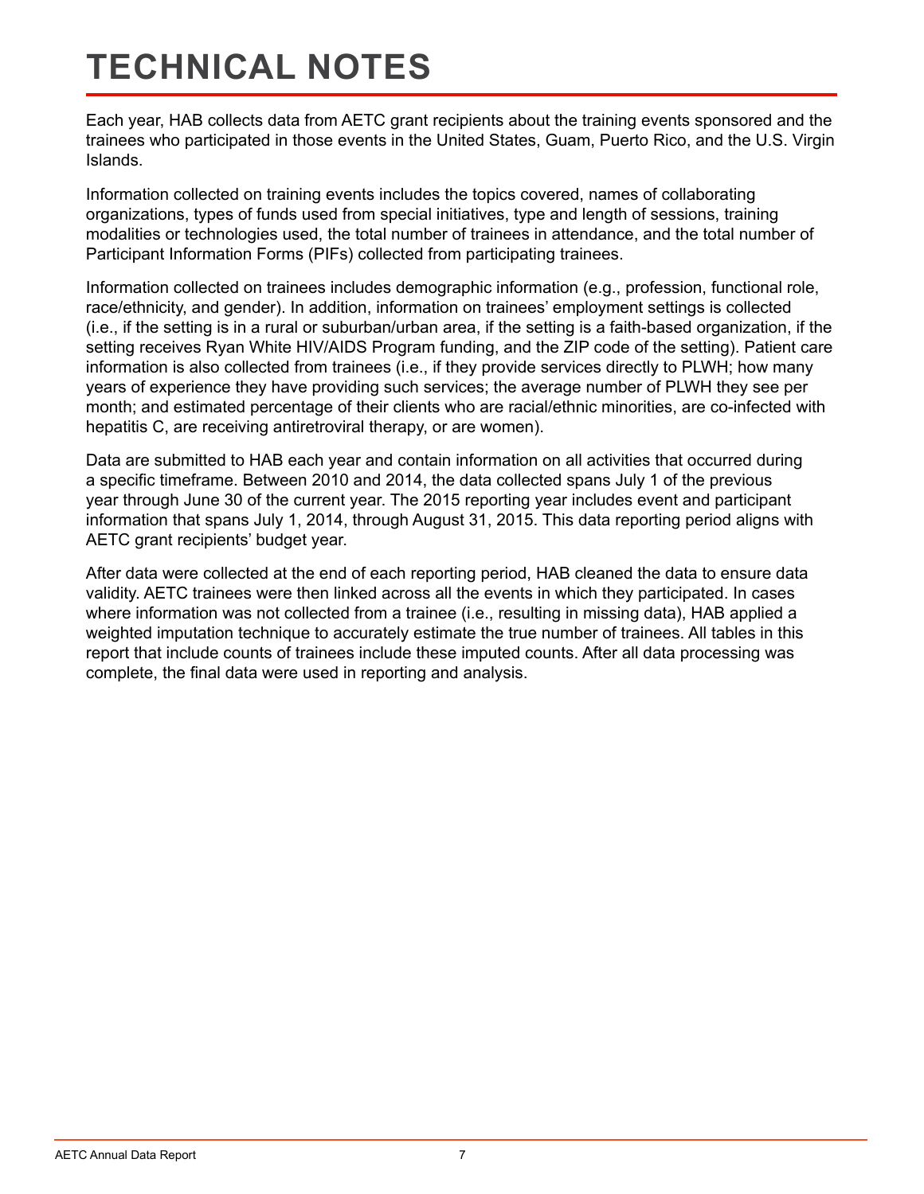# TECHNICAL NOTES

Each year, HAB collects data from AETC grant recipients about the training events sponsored and the trainees who participated in those events in the United States, Guam, Puerto Rico, and the U.S. Virgin Islands.

Information collected on training events includes the topics covered, names of collaborating organizations, types of funds used from special initiatives, type and length of sessions, training modalities or technologies used, the total number of trainees in attendance, and the total number of Participant Information Forms (PIFs) collected from participating trainees.

Information collected on trainees includes demographic information (e.g., profession, functional role, race/ethnicity, and gender). In addition, information on trainees' employment settings is collected (i.e., if the setting is in a rural or suburban/urban area, if the setting is a faith-based organization, if the setting receives Ryan White HIV/AIDS Program funding, and the ZIP code of the setting). Patient care information is also collected from trainees (i.e., if they provide services directly to PLWH; how many years of experience they have providing such services; the average number of PLWH they see per month; and estimated percentage of their clients who are racial/ethnic minorities, are co-infected with hepatitis C, are receiving antiretroviral therapy, or are women).

Data are submitted to HAB each year and contain information on all activities that occurred during a specific timeframe. Between 2010 and 2014, the data collected spans July 1 of the previous year through June 30 of the current year. The 2015 reporting year includes event and participant information that spans July 1, 2014, through August 31, 2015. This data reporting period aligns with AETC grant recipients' budget year.

After data were collected at the end of each reporting period, HAB cleaned the data to ensure data validity. AETC trainees were then linked across all the events in which they participated. In cases where information was not collected from a trainee (i.e., resulting in missing data), HAB applied a weighted imputation technique to accurately estimate the true number of trainees. All tables in this report that include counts of trainees include these imputed counts. After all data processing was complete, the final data were used in reporting and analysis.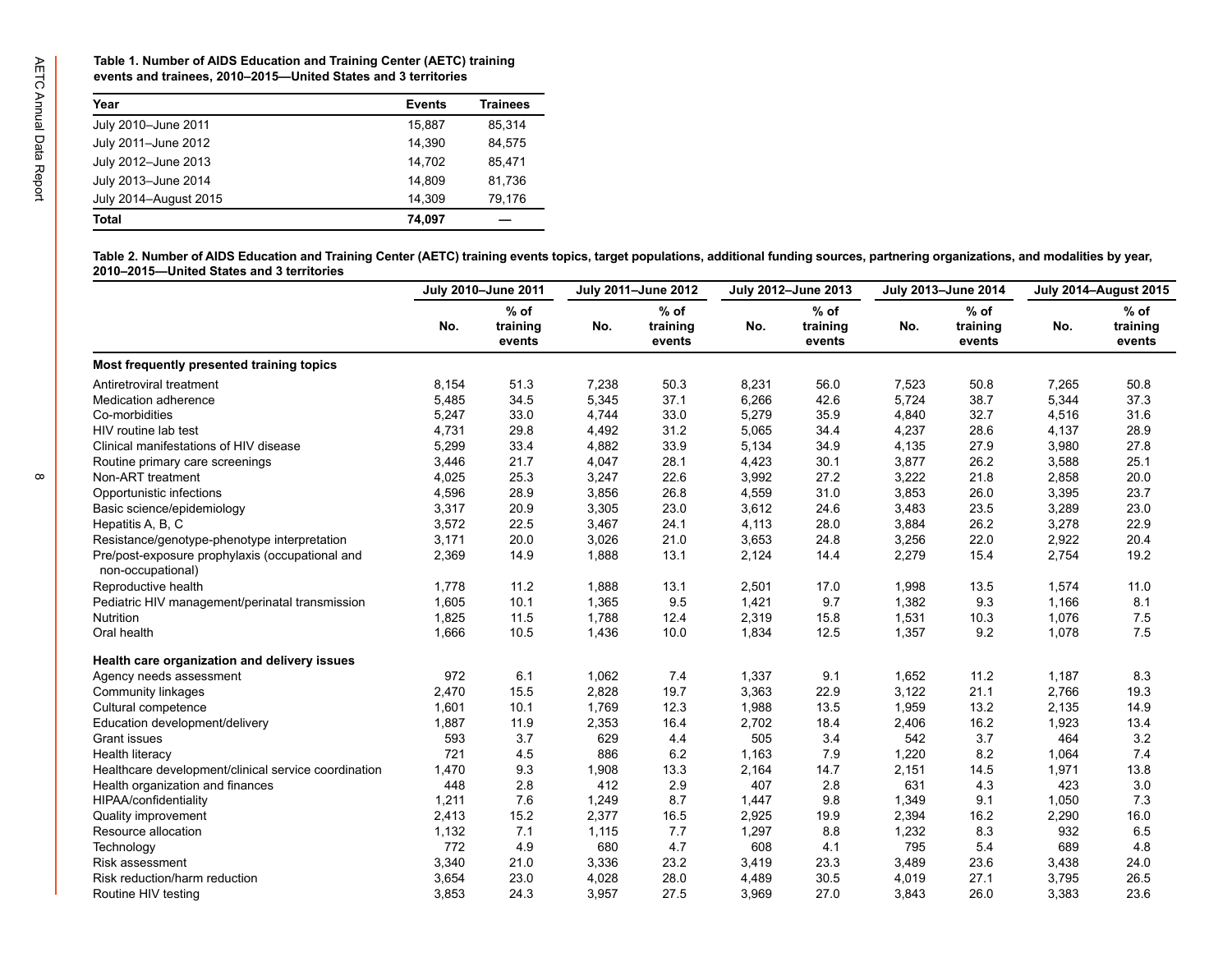**Table 1. Number of AIDS Education and Training Center (AETC) training events and trainees, 2010–2015—United States and 3 territories**

| Year | Events | Trainees |
|---|---|---|
| July 2010–June 2011 | 15,887 | 85,314 |
| July 2011–June 2012 | 14,390 | 84,575 |
| July 2012–June 2013 | 14,702 | 85,471 |
| July 2013–June 2014 | 14,809 | 81,736 |
| July 2014–August 2015 | 14,309 | 79,176 |
| **Total** | **74,097** | — |

**Table 2. Number of AIDS Education and Training Center (AETC) training events topics, target populations, additional funding sources, partnering organizations, and modalities by year, 2010–2015—United States and 3 territories**

| | July 2010–June 2011 | | July 2011–June 2012 | | July 2012–June 2013 | | July 2013–June 2014 | | July 2014–August 2015 | |
|---|---|---|---|---|---|---|---|---|---|---|
| | No. | % of training events | No. | % of training events | No. | % of training events | No. | % of training events | No. | % of training events |
| **Most frequently presented training topics** | | | | | | | | | | |
| Antiretroviral treatment | 8,154 | 51.3 | 7,238 | 50.3 | 8,231 | 56.0 | 7,523 | 50.8 | 7,265 | 50.8 |
| Medication adherence | 5,485 | 34.5 | 5,345 | 37.1 | 6,266 | 42.6 | 5,724 | 38.7 | 5,344 | 37.3 |
| Co-morbidities | 5,247 | 33.0 | 4,744 | 33.0 | 5,279 | 35.9 | 4,840 | 32.7 | 4,516 | 31.6 |
| HIV routine lab test | 4,731 | 29.8 | 4,492 | 31.2 | 5,065 | 34.4 | 4,237 | 28.6 | 4,137 | 28.9 |
| Clinical manifestations of HIV disease | 5,299 | 33.4 | 4,882 | 33.9 | 5,134 | 34.9 | 4,135 | 27.9 | 3,980 | 27.8 |
| Routine primary care screenings | 3,446 | 21.7 | 4,047 | 28.1 | 4,423 | 30.1 | 3,877 | 26.2 | 3,588 | 25.1 |
| Non-ART treatment | 4,025 | 25.3 | 3,247 | 22.6 | 3,992 | 27.2 | 3,222 | 21.8 | 2,858 | 20.0 |
| Opportunistic infections | 4,596 | 28.9 | 3,856 | 26.8 | 4,559 | 31.0 | 3,853 | 26.0 | 3,395 | 23.7 |
| Basic science/epidemiology | 3,317 | 20.9 | 3,305 | 23.0 | 3,612 | 24.6 | 3,483 | 23.5 | 3,289 | 23.0 |
| Hepatitis A, B, C | 3,572 | 22.5 | 3,467 | 24.1 | 4,113 | 28.0 | 3,884 | 26.2 | 3,278 | 22.9 |
| Resistance/genotype-phenotype interpretation | 3,171 | 20.0 | 3,026 | 21.0 | 3,653 | 24.8 | 3,256 | 22.0 | 2,922 | 20.4 |
| Pre/post-exposure prophylaxis (occupational and non-occupational) | 2,369 | 14.9 | 1,888 | 13.1 | 2,124 | 14.4 | 2,279 | 15.4 | 2,754 | 19.2 |
| Reproductive health | 1,778 | 11.2 | 1,888 | 13.1 | 2,501 | 17.0 | 1,998 | 13.5 | 1,574 | 11.0 |
| Pediatric HIV management/perinatal transmission | 1,605 | 10.1 | 1,365 | 9.5 | 1,421 | 9.7 | 1,382 | 9.3 | 1,166 | 8.1 |
| Nutrition | 1,825 | 11.5 | 1,788 | 12.4 | 2,319 | 15.8 | 1,531 | 10.3 | 1,076 | 7.5 |
| Oral health | 1,666 | 10.5 | 1,436 | 10.0 | 1,834 | 12.5 | 1,357 | 9.2 | 1,078 | 7.5 |
| **Health care organization and delivery issues** | | | | | | | | | | |
| Agency needs assessment | 972 | 6.1 | 1,062 | 7.4 | 1,337 | 9.1 | 1,652 | 11.2 | 1,187 | 8.3 |
| Community linkages | 2,470 | 15.5 | 2,828 | 19.7 | 3,363 | 22.9 | 3,122 | 21.1 | 2,766 | 19.3 |
| Cultural competence | 1,601 | 10.1 | 1,769 | 12.3 | 1,988 | 13.5 | 1,959 | 13.2 | 2,135 | 14.9 |
| Education development/delivery | 1,887 | 11.9 | 2,353 | 16.4 | 2,702 | 18.4 | 2,406 | 16.2 | 1,923 | 13.4 |
| Grant issues | 593 | 3.7 | 629 | 4.4 | 505 | 3.4 | 542 | 3.7 | 464 | 3.2 |
| Health literacy | 721 | 4.5 | 886 | 6.2 | 1,163 | 7.9 | 1,220 | 8.2 | 1,064 | 7.4 |
| Healthcare development/clinical service coordination | 1,470 | 9.3 | 1,908 | 13.3 | 2,164 | 14.7 | 2,151 | 14.5 | 1,971 | 13.8 |
| Health organization and finances | 448 | 2.8 | 412 | 2.9 | 407 | 2.8 | 631 | 4.3 | 423 | 3.0 |
| HIPAA/confidentiality | 1,211 | 7.6 | 1,249 | 8.7 | 1,447 | 9.8 | 1,349 | 9.1 | 1,050 | 7.3 |
| Quality improvement | 2,413 | 15.2 | 2,377 | 16.5 | 2,925 | 19.9 | 2,394 | 16.2 | 2,290 | 16.0 |
| Resource allocation | 1,132 | 7.1 | 1,115 | 7.7 | 1,297 | 8.8 | 1,232 | 8.3 | 932 | 6.5 |
| Technology | 772 | 4.9 | 680 | 4.7 | 608 | 4.1 | 795 | 5.4 | 689 | 4.8 |
| Risk assessment | 3,340 | 21.0 | 3,336 | 23.2 | 3,419 | 23.3 | 3,489 | 23.6 | 3,438 | 24.0 |
| Risk reduction/harm reduction | 3,654 | 23.0 | 4,028 | 28.0 | 4,489 | 30.5 | 4,019 | 27.1 | 3,795 | 26.5 |
| Routine HIV testing | 3,853 | 24.3 | 3,957 | 27.5 | 3,969 | 27.0 | 3,843 | 26.0 | 3,383 | 23.6 |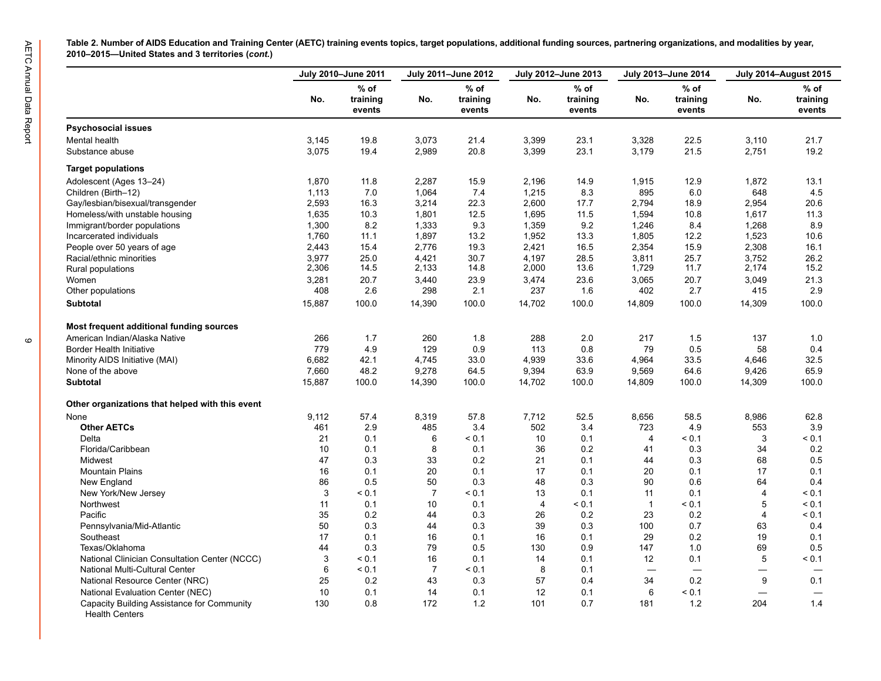**Table 2. Number of AIDS Education and Training Center (AETC) training events topics, target populations, additional funding sources, partnering organizations, and modalities by year, 2010–2015—United States and 3 territories (*cont.*)**

| | July 2010–June 2011 | | July 2011–June 2012 | | July 2012–June 2013 | | July 2013–June 2014 | | July 2014–August 2015 | |
|---|---|---|---|---|---|---|---|---|---|---|
| | No. | % of training events | No. | % of training events | No. | % of training events | No. | % of training events | No. | % of training events |
| **Psychosocial issues** | | | | | | | | | | |
| Mental health | 3,145 | 19.8 | 3,073 | 21.4 | 3,399 | 23.1 | 3,328 | 22.5 | 3,110 | 21.7 |
| Substance abuse | 3,075 | 19.4 | 2,989 | 20.8 | 3,399 | 23.1 | 3,179 | 21.5 | 2,751 | 19.2 |
| **Target populations** | | | | | | | | | | |
| Adolescent (Ages 13–24) | 1,870 | 11.8 | 2,287 | 15.9 | 2,196 | 14.9 | 1,915 | 12.9 | 1,872 | 13.1 |
| Children (Birth–12) | 1,113 | 7.0 | 1,064 | 7.4 | 1,215 | 8.3 | 895 | 6.0 | 648 | 4.5 |
| Gay/lesbian/bisexual/transgender | 2,593 | 16.3 | 3,214 | 22.3 | 2,600 | 17.7 | 2,794 | 18.9 | 2,954 | 20.6 |
| Homeless/with unstable housing | 1,635 | 10.3 | 1,801 | 12.5 | 1,695 | 11.5 | 1,594 | 10.8 | 1,617 | 11.3 |
| Immigrant/border populations | 1,300 | 8.2 | 1,333 | 9.3 | 1,359 | 9.2 | 1,246 | 8.4 | 1,268 | 8.9 |
| Incarcerated individuals | 1,760 | 11.1 | 1,897 | 13.2 | 1,952 | 13.3 | 1,805 | 12.2 | 1,523 | 10.6 |
| People over 50 years of age | 2,443 | 15.4 | 2,776 | 19.3 | 2,421 | 16.5 | 2,354 | 15.9 | 2,308 | 16.1 |
| Racial/ethnic minorities | 3,977 | 25.0 | 4,421 | 30.7 | 4,197 | 28.5 | 3,811 | 25.7 | 3,752 | 26.2 |
| Rural populations | 2,306 | 14.5 | 2,133 | 14.8 | 2,000 | 13.6 | 1,729 | 11.7 | 2,174 | 15.2 |
| Women | 3,281 | 20.7 | 3,440 | 23.9 | 3,474 | 23.6 | 3,065 | 20.7 | 3,049 | 21.3 |
| Other populations | 408 | 2.6 | 298 | 2.1 | 237 | 1.6 | 402 | 2.7 | 415 | 2.9 |
| **Subtotal** | 15,887 | 100.0 | 14,390 | 100.0 | 14,702 | 100.0 | 14,809 | 100.0 | 14,309 | 100.0 |
| **Most frequent additional funding sources** | | | | | | | | | | |
| American Indian/Alaska Native | 266 | 1.7 | 260 | 1.8 | 288 | 2.0 | 217 | 1.5 | 137 | 1.0 |
| Border Health Initiative | 779 | 4.9 | 129 | 0.9 | 113 | 0.8 | 79 | 0.5 | 58 | 0.4 |
| Minority AIDS Initiative (MAI) | 6,682 | 42.1 | 4,745 | 33.0 | 4,939 | 33.6 | 4,964 | 33.5 | 4,646 | 32.5 |
| None of the above | 7,660 | 48.2 | 9,278 | 64.5 | 9,394 | 63.9 | 9,569 | 64.6 | 9,426 | 65.9 |
| **Subtotal** | 15,887 | 100.0 | 14,390 | 100.0 | 14,702 | 100.0 | 14,809 | 100.0 | 14,309 | 100.0 |
| **Other organizations that helped with this event** | | | | | | | | | | |
| None | 9,112 | 57.4 | 8,319 | 57.8 | 7,712 | 52.5 | 8,656 | 58.5 | 8,986 | 62.8 |
| **Other AETCs** | 461 | 2.9 | 485 | 3.4 | 502 | 3.4 | 723 | 4.9 | 553 | 3.9 |
| Delta | 21 | 0.1 | 6 | < 0.1 | 10 | 0.1 | 4 | < 0.1 | 3 | < 0.1 |
| Florida/Caribbean | 10 | 0.1 | 8 | 0.1 | 36 | 0.2 | 41 | 0.3 | 34 | 0.2 |
| Midwest | 47 | 0.3 | 33 | 0.2 | 21 | 0.1 | 44 | 0.3 | 68 | 0.5 |
| Mountain Plains | 16 | 0.1 | 20 | 0.1 | 17 | 0.1 | 20 | 0.1 | 17 | 0.1 |
| New England | 86 | 0.5 | 50 | 0.3 | 48 | 0.3 | 90 | 0.6 | 64 | 0.4 |
| New York/New Jersey | 3 | < 0.1 | 7 | < 0.1 | 13 | 0.1 | 11 | 0.1 | 4 | < 0.1 |
| Northwest | 11 | 0.1 | 10 | 0.1 | 4 | < 0.1 | 1 | < 0.1 | 5 | < 0.1 |
| Pacific | 35 | 0.2 | 44 | 0.3 | 26 | 0.2 | 23 | 0.2 | 4 | < 0.1 |
| Pennsylvania/Mid-Atlantic | 50 | 0.3 | 44 | 0.3 | 39 | 0.3 | 100 | 0.7 | 63 | 0.4 |
| Southeast | 17 | 0.1 | 16 | 0.1 | 16 | 0.1 | 29 | 0.2 | 19 | 0.1 |
| Texas/Oklahoma | 44 | 0.3 | 79 | 0.5 | 130 | 0.9 | 147 | 1.0 | 69 | 0.5 |
| National Clinician Consultation Center (NCCC) | 3 | < 0.1 | 16 | 0.1 | 14 | 0.1 | 12 | 0.1 | 5 | < 0.1 |
| National Multi-Cultural Center | 6 | < 0.1 | 7 | < 0.1 | 8 | 0.1 | — | — | — | — |
| National Resource Center (NRC) | 25 | 0.2 | 43 | 0.3 | 57 | 0.4 | 34 | 0.2 | 9 | 0.1 |
| National Evaluation Center (NEC) | 10 | 0.1 | 14 | 0.1 | 12 | 0.1 | 6 | < 0.1 | — | — |
| Capacity Building Assistance for Community Health Centers | 130 | 0.8 | 172 | 1.2 | 101 | 0.7 | 181 | 1.2 | 204 | 1.4 |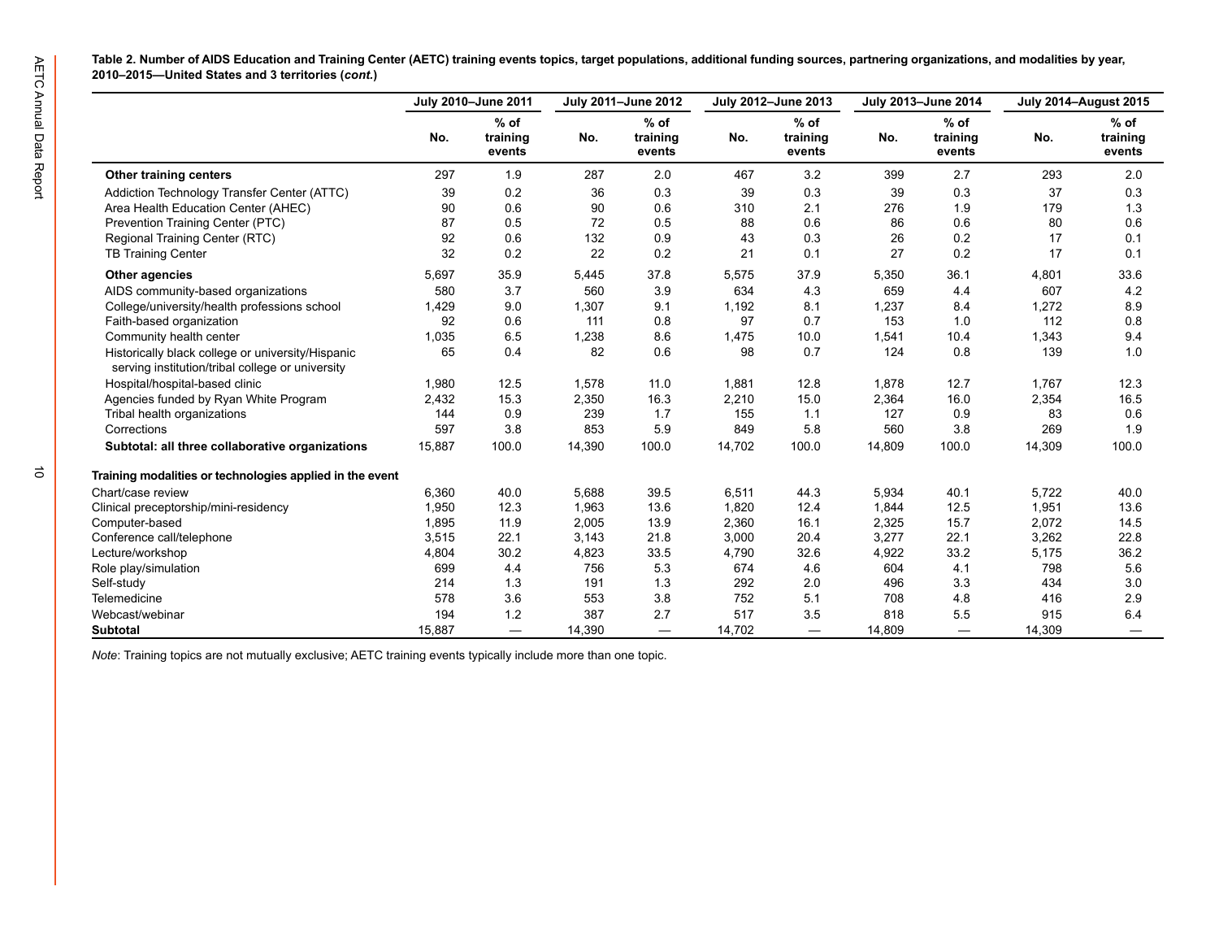**Table 2. Number of AIDS Education and Training Center (AETC) training events topics, target populations, additional funding sources, partnering organizations, and modalities by year, 2010–2015—United States and 3 territories (*cont.*)**

| | July 2010–June 2011 | | July 2011–June 2012 | | July 2012–June 2013 | | July 2013–June 2014 | | July 2014–August 2015 | |
|---|---|---|---|---|---|---|---|---|---|---|
| | No. | % of training events | No. | % of training events | No. | % of training events | No. | % of training events | No. | % of training events |
| **Other training centers** | 297 | 1.9 | 287 | 2.0 | 467 | 3.2 | 399 | 2.7 | 293 | 2.0 |
| Addiction Technology Transfer Center (ATTC) | 39 | 0.2 | 36 | 0.3 | 39 | 0.3 | 39 | 0.3 | 37 | 0.3 |
| Area Health Education Center (AHEC) | 90 | 0.6 | 90 | 0.6 | 310 | 2.1 | 276 | 1.9 | 179 | 1.3 |
| Prevention Training Center (PTC) | 87 | 0.5 | 72 | 0.5 | 88 | 0.6 | 86 | 0.6 | 80 | 0.6 |
| Regional Training Center (RTC) | 92 | 0.6 | 132 | 0.9 | 43 | 0.3 | 26 | 0.2 | 17 | 0.1 |
| TB Training Center | 32 | 0.2 | 22 | 0.2 | 21 | 0.1 | 27 | 0.2 | 17 | 0.1 |
| **Other agencies** | 5,697 | 35.9 | 5,445 | 37.8 | 5,575 | 37.9 | 5,350 | 36.1 | 4,801 | 33.6 |
| AIDS community-based organizations | 580 | 3.7 | 560 | 3.9 | 634 | 4.3 | 659 | 4.4 | 607 | 4.2 |
| College/university/health professions school | 1,429 | 9.0 | 1,307 | 9.1 | 1,192 | 8.1 | 1,237 | 8.4 | 1,272 | 8.9 |
| Faith-based organization | 92 | 0.6 | 111 | 0.8 | 97 | 0.7 | 153 | 1.0 | 112 | 0.8 |
| Community health center | 1,035 | 6.5 | 1,238 | 8.6 | 1,475 | 10.0 | 1,541 | 10.4 | 1,343 | 9.4 |
| Historically black college or university/Hispanic serving institution/tribal college or university | 65 | 0.4 | 82 | 0.6 | 98 | 0.7 | 124 | 0.8 | 139 | 1.0 |
| Hospital/hospital-based clinic | 1,980 | 12.5 | 1,578 | 11.0 | 1,881 | 12.8 | 1,878 | 12.7 | 1,767 | 12.3 |
| Agencies funded by Ryan White Program | 2,432 | 15.3 | 2,350 | 16.3 | 2,210 | 15.0 | 2,364 | 16.0 | 2,354 | 16.5 |
| Tribal health organizations | 144 | 0.9 | 239 | 1.7 | 155 | 1.1 | 127 | 0.9 | 83 | 0.6 |
| Corrections | 597 | 3.8 | 853 | 5.9 | 849 | 5.8 | 560 | 3.8 | 269 | 1.9 |
| **Subtotal: all three collaborative organizations** | 15,887 | 100.0 | 14,390 | 100.0 | 14,702 | 100.0 | 14,809 | 100.0 | 14,309 | 100.0 |
| **Training modalities or technologies applied in the event** | | | | | | | | | | |
| Chart/case review | 6,360 | 40.0 | 5,688 | 39.5 | 6,511 | 44.3 | 5,934 | 40.1 | 5,722 | 40.0 |
| Clinical preceptorship/mini-residency | 1,950 | 12.3 | 1,963 | 13.6 | 1,820 | 12.4 | 1,844 | 12.5 | 1,951 | 13.6 |
| Computer-based | 1,895 | 11.9 | 2,005 | 13.9 | 2,360 | 16.1 | 2,325 | 15.7 | 2,072 | 14.5 |
| Conference call/telephone | 3,515 | 22.1 | 3,143 | 21.8 | 3,000 | 20.4 | 3,277 | 22.1 | 3,262 | 22.8 |
| Lecture/workshop | 4,804 | 30.2 | 4,823 | 33.5 | 4,790 | 32.6 | 4,922 | 33.2 | 5,175 | 36.2 |
| Role play/simulation | 699 | 4.4 | 756 | 5.3 | 674 | 4.6 | 604 | 4.1 | 798 | 5.6 |
| Self-study | 214 | 1.3 | 191 | 1.3 | 292 | 2.0 | 496 | 3.3 | 434 | 3.0 |
| Telemedicine | 578 | 3.6 | 553 | 3.8 | 752 | 5.1 | 708 | 4.8 | 416 | 2.9 |
| Webcast/webinar | 194 | 1.2 | 387 | 2.7 | 517 | 3.5 | 818 | 5.5 | 915 | 6.4 |
| **Subtotal** | 15,887 | — | 14,390 | — | 14,702 | — | 14,809 | — | 14,309 | — |

*Note*: Training topics are not mutually exclusive; AETC training events typically include more than one topic.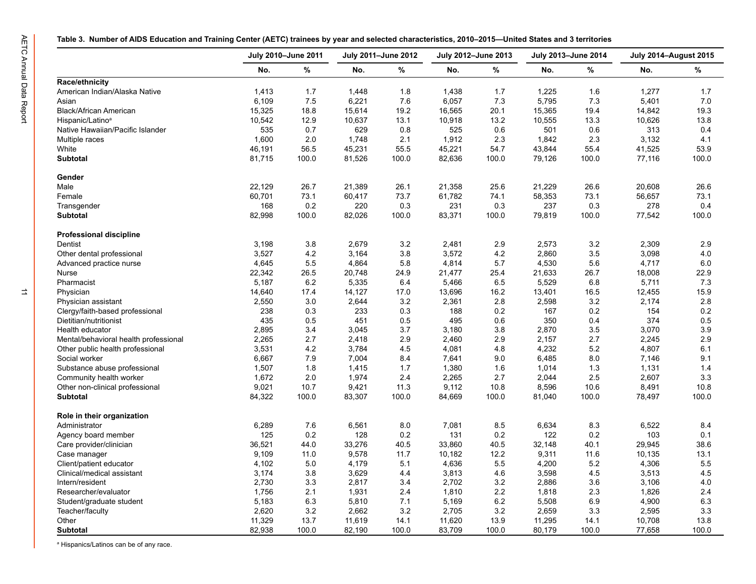**Table 3. Number of AIDS Education and Training Center (AETC) trainees by year and selected characteristics, 2010–2015—United States and 3 territories**

| | July 2010–June 2011 | | July 2011–June 2012 | | July 2012–June 2013 | | July 2013–June 2014 | | July 2014–August 2015 | |
|---|---|---|---|---|---|---|---|---|---|---|
| | No. | % | No. | % | No. | % | No. | % | No. | % |
| **Race/ethnicity** | | | | | | | | | | |
| American Indian/Alaska Native | 1,413 | 1.7 | 1,448 | 1.8 | 1,438 | 1.7 | 1,225 | 1.6 | 1,277 | 1.7 |
| Asian | 6,109 | 7.5 | 6,221 | 7.6 | 6,057 | 7.3 | 5,795 | 7.3 | 5,401 | 7.0 |
| Black/African American | 15,325 | 18.8 | 15,614 | 19.2 | 16,565 | 20.1 | 15,365 | 19.4 | 14,842 | 19.3 |
| Hispanic/Latino[a] | 10,542 | 12.9 | 10,637 | 13.1 | 10,918 | 13.2 | 10,555 | 13.3 | 10,626 | 13.8 |
| Native Hawaiian/Pacific Islander | 535 | 0.7 | 629 | 0.8 | 525 | 0.6 | 501 | 0.6 | 313 | 0.4 |
| Multiple races | 1,600 | 2.0 | 1,748 | 2.1 | 1,912 | 2.3 | 1,842 | 2.3 | 3,132 | 4.1 |
| White | 46,191 | 56.5 | 45,231 | 55.5 | 45,221 | 54.7 | 43,844 | 55.4 | 41,525 | 53.9 |
| **Subtotal** | 81,715 | 100.0 | 81,526 | 100.0 | 82,636 | 100.0 | 79,126 | 100.0 | 77,116 | 100.0 |
| **Gender** | | | | | | | | | | |
| Male | 22,129 | 26.7 | 21,389 | 26.1 | 21,358 | 25.6 | 21,229 | 26.6 | 20,608 | 26.6 |
| Female | 60,701 | 73.1 | 60,417 | 73.7 | 61,782 | 74.1 | 58,353 | 73.1 | 56,657 | 73.1 |
| Transgender | 168 | 0.2 | 220 | 0.3 | 231 | 0.3 | 237 | 0.3 | 278 | 0.4 |
| **Subtotal** | 82,998 | 100.0 | 82,026 | 100.0 | 83,371 | 100.0 | 79,819 | 100.0 | 77,542 | 100.0 |
| **Professional discipline** | | | | | | | | | | |
| Dentist | 3,198 | 3.8 | 2,679 | 3.2 | 2,481 | 2.9 | 2,573 | 3.2 | 2,309 | 2.9 |
| Other dental professional | 3,527 | 4.2 | 3,164 | 3.8 | 3,572 | 4.2 | 2,860 | 3.5 | 3,098 | 4.0 |
| Advanced practice nurse | 4,645 | 5.5 | 4,864 | 5.8 | 4,814 | 5.7 | 4,530 | 5.6 | 4,717 | 6.0 |
| Nurse | 22,342 | 26.5 | 20,748 | 24.9 | 21,477 | 25.4 | 21,633 | 26.7 | 18,008 | 22.9 |
| Pharmacist | 5,187 | 6.2 | 5,335 | 6.4 | 5,466 | 6.5 | 5,529 | 6.8 | 5,711 | 7.3 |
| Physician | 14,640 | 17.4 | 14,127 | 17.0 | 13,696 | 16.2 | 13,401 | 16.5 | 12,455 | 15.9 |
| Physician assistant | 2,550 | 3.0 | 2,644 | 3.2 | 2,361 | 2.8 | 2,598 | 3.2 | 2,174 | 2.8 |
| Clergy/faith-based professional | 238 | 0.3 | 233 | 0.3 | 188 | 0.2 | 167 | 0.2 | 154 | 0.2 |
| Dietitian/nutritionist | 435 | 0.5 | 451 | 0.5 | 495 | 0.6 | 350 | 0.4 | 374 | 0.5 |
| Health educator | 2,895 | 3.4 | 3,045 | 3.7 | 3,180 | 3.8 | 2,870 | 3.5 | 3,070 | 3.9 |
| Mental/behavioral health professional | 2,265 | 2.7 | 2,418 | 2.9 | 2,460 | 2.9 | 2,157 | 2.7 | 2,245 | 2.9 |
| Other public health professional | 3,531 | 4.2 | 3,784 | 4.5 | 4,081 | 4.8 | 4,232 | 5.2 | 4,807 | 6.1 |
| Social worker | 6,667 | 7.9 | 7,004 | 8.4 | 7,641 | 9.0 | 6,485 | 8.0 | 7,146 | 9.1 |
| Substance abuse professional | 1,507 | 1.8 | 1,415 | 1.7 | 1,380 | 1.6 | 1,014 | 1.3 | 1,131 | 1.4 |
| Community health worker | 1,672 | 2.0 | 1,974 | 2.4 | 2,265 | 2.7 | 2,044 | 2.5 | 2,607 | 3.3 |
| Other non-clinical professional | 9,021 | 10.7 | 9,421 | 11.3 | 9,112 | 10.8 | 8,596 | 10.6 | 8,491 | 10.8 |
| **Subtotal** | 84,322 | 100.0 | 83,307 | 100.0 | 84,669 | 100.0 | 81,040 | 100.0 | 78,497 | 100.0 |
| **Role in their organization** | | | | | | | | | | |
| Administrator | 6,289 | 7.6 | 6,561 | 8.0 | 7,081 | 8.5 | 6,634 | 8.3 | 6,522 | 8.4 |
| Agency board member | 125 | 0.2 | 128 | 0.2 | 131 | 0.2 | 122 | 0.2 | 103 | 0.1 |
| Care provider/clinician | 36,521 | 44.0 | 33,276 | 40.5 | 33,860 | 40.5 | 32,148 | 40.1 | 29,945 | 38.6 |
| Case manager | 9,109 | 11.0 | 9,578 | 11.7 | 10,182 | 12.2 | 9,311 | 11.6 | 10,135 | 13.1 |
| Client/patient educator | 4,102 | 5.0 | 4,179 | 5.1 | 4,636 | 5.5 | 4,200 | 5.2 | 4,306 | 5.5 |
| Clinical/medical assistant | 3,174 | 3.8 | 3,629 | 4.4 | 3,813 | 4.6 | 3,598 | 4.5 | 3,513 | 4.5 |
| Intern/resident | 2,730 | 3.3 | 2,817 | 3.4 | 2,702 | 3.2 | 2,886 | 3.6 | 3,106 | 4.0 |
| Researcher/evaluator | 1,756 | 2.1 | 1,931 | 2.4 | 1,810 | 2.2 | 1,818 | 2.3 | 1,826 | 2.4 |
| Student/graduate student | 5,183 | 6.3 | 5,810 | 7.1 | 5,169 | 6.2 | 5,508 | 6.9 | 4,900 | 6.3 |
| Teacher/faculty | 2,620 | 3.2 | 2,662 | 3.2 | 2,705 | 3.2 | 2,659 | 3.3 | 2,595 | 3.3 |
| Other | 11,329 | 13.7 | 11,619 | 14.1 | 11,620 | 13.9 | 11,295 | 14.1 | 10,708 | 13.8 |
| **Subtotal** | 82,938 | 100.0 | 82,190 | 100.0 | 83,709 | 100.0 | 80,179 | 100.0 | 77,658 | 100.0 |

[a] Hispanics/Latinos can be of any race.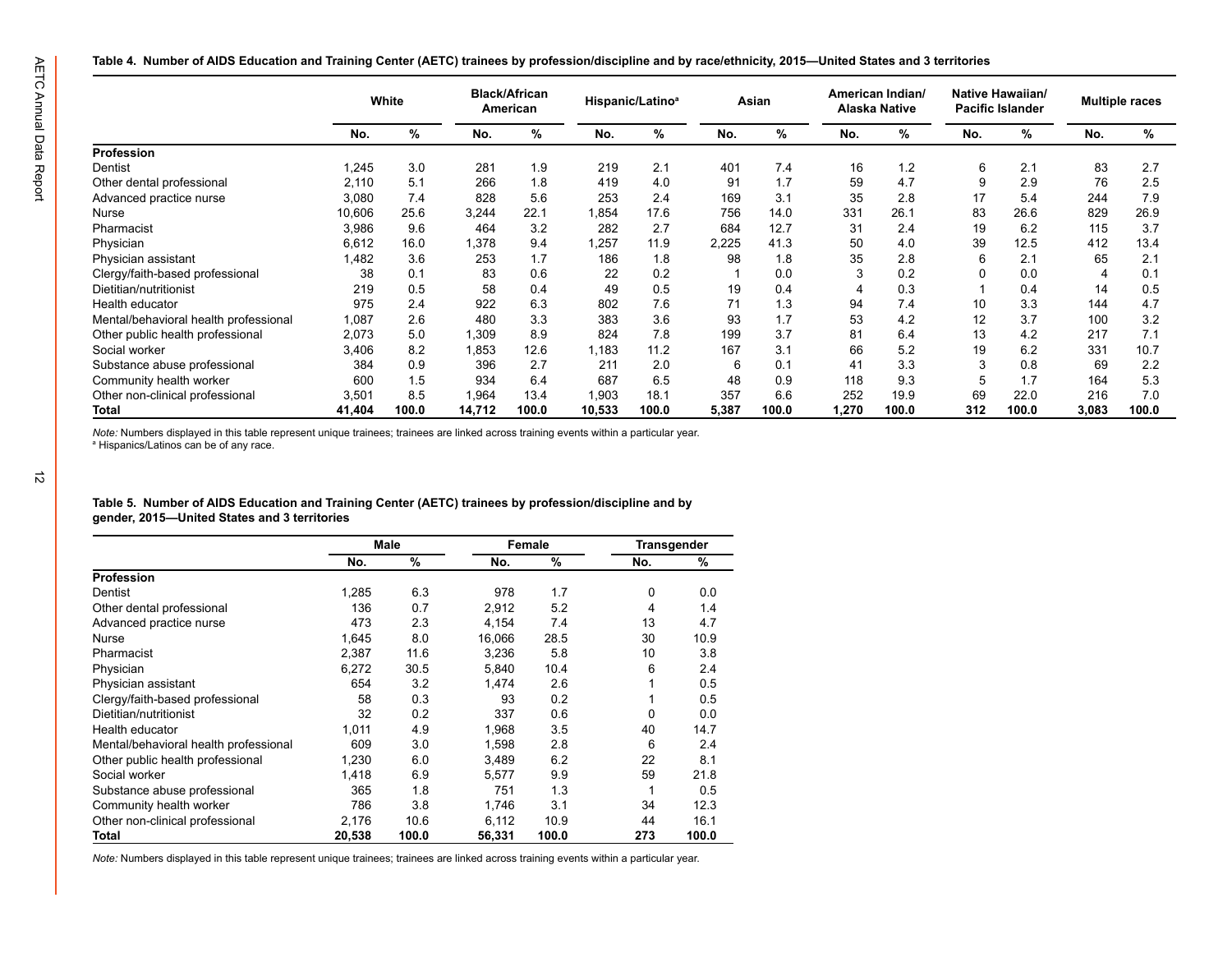**Table 4. Number of AIDS Education and Training Center (AETC) trainees by profession/discipline and by race/ethnicity, 2015—United States and 3 territories**

| | White | | Black/African American | | Hispanic/Latino[a] | | Asian | | American Indian/ Alaska Native | | Native Hawaiian/ Pacific Islander | | Multiple races | |
|---|---|---|---|---|---|---|---|---|---|---|---|---|---|---|
| | No. | % | No. | % | No. | % | No. | % | No. | % | No. | % | No. | % |
| **Profession** | | | | | | | | | | | | | | |
| Dentist | 1,245 | 3.0 | 281 | 1.9 | 219 | 2.1 | 401 | 7.4 | 16 | 1.2 | 6 | 2.1 | 83 | 2.7 |
| Other dental professional | 2,110 | 5.1 | 266 | 1.8 | 419 | 4.0 | 91 | 1.7 | 59 | 4.7 | 9 | 2.9 | 76 | 2.5 |
| Advanced practice nurse | 3,080 | 7.4 | 828 | 5.6 | 253 | 2.4 | 169 | 3.1 | 35 | 2.8 | 17 | 5.4 | 244 | 7.9 |
| Nurse | 10,606 | 25.6 | 3,244 | 22.1 | 1,854 | 17.6 | 756 | 14.0 | 331 | 26.1 | 83 | 26.6 | 829 | 26.9 |
| Pharmacist | 3,986 | 9.6 | 464 | 3.2 | 282 | 2.7 | 684 | 12.7 | 31 | 2.4 | 19 | 6.2 | 115 | 3.7 |
| Physician | 6,612 | 16.0 | 1,378 | 9.4 | 1,257 | 11.9 | 2,225 | 41.3 | 50 | 4.0 | 39 | 12.5 | 412 | 13.4 |
| Physician assistant | 1,482 | 3.6 | 253 | 1.7 | 186 | 1.8 | 98 | 1.8 | 35 | 2.8 | 6 | 2.1 | 65 | 2.1 |
| Clergy/faith-based professional | 38 | 0.1 | 83 | 0.6 | 22 | 0.2 | 1 | 0.0 | 3 | 0.2 | 0 | 0.0 | 4 | 0.1 |
| Dietitian/nutritionist | 219 | 0.5 | 58 | 0.4 | 49 | 0.5 | 19 | 0.4 | 4 | 0.3 | 1 | 0.4 | 14 | 0.5 |
| Health educator | 975 | 2.4 | 922 | 6.3 | 802 | 7.6 | 71 | 1.3 | 94 | 7.4 | 10 | 3.3 | 144 | 4.7 |
| Mental/behavioral health professional | 1,087 | 2.6 | 480 | 3.3 | 383 | 3.6 | 93 | 1.7 | 53 | 4.2 | 12 | 3.7 | 100 | 3.2 |
| Other public health professional | 2,073 | 5.0 | 1,309 | 8.9 | 824 | 7.8 | 199 | 3.7 | 81 | 6.4 | 13 | 4.2 | 217 | 7.1 |
| Social worker | 3,406 | 8.2 | 1,853 | 12.6 | 1,183 | 11.2 | 167 | 3.1 | 66 | 5.2 | 19 | 6.2 | 331 | 10.7 |
| Substance abuse professional | 384 | 0.9 | 396 | 2.7 | 211 | 2.0 | 6 | 0.1 | 41 | 3.3 | 3 | 0.8 | 69 | 2.2 |
| Community health worker | 600 | 1.5 | 934 | 6.4 | 687 | 6.5 | 48 | 0.9 | 118 | 9.3 | 5 | 1.7 | 164 | 5.3 |
| Other non-clinical professional | 3,501 | 8.5 | 1,964 | 13.4 | 1,903 | 18.1 | 357 | 6.6 | 252 | 19.9 | 69 | 22.0 | 216 | 7.0 |
| **Total** | **41,404** | **100.0** | **14,712** | **100.0** | **10,533** | **100.0** | **5,387** | **100.0** | **1,270** | **100.0** | **312** | **100.0** | **3,083** | **100.0** |

*Note:* Numbers displayed in this table represent unique trainees; trainees are linked across training events within a particular year.
[a] Hispanics/Latinos can be of any race.

**Table 5. Number of AIDS Education and Training Center (AETC) trainees by profession/discipline and by gender, 2015—United States and 3 territories**

| | Male | | Female | | Transgender | |
|---|---|---|---|---|---|---|
| | No. | % | No. | % | No. | % |
| **Profession** | | | | | | |
| Dentist | 1,285 | 6.3 | 978 | 1.7 | 0 | 0.0 |
| Other dental professional | 136 | 0.7 | 2,912 | 5.2 | 4 | 1.4 |
| Advanced practice nurse | 473 | 2.3 | 4,154 | 7.4 | 13 | 4.7 |
| Nurse | 1,645 | 8.0 | 16,066 | 28.5 | 30 | 10.9 |
| Pharmacist | 2,387 | 11.6 | 3,236 | 5.8 | 10 | 3.8 |
| Physician | 6,272 | 30.5 | 5,840 | 10.4 | 6 | 2.4 |
| Physician assistant | 654 | 3.2 | 1,474 | 2.6 | 1 | 0.5 |
| Clergy/faith-based professional | 58 | 0.3 | 93 | 0.2 | 1 | 0.5 |
| Dietitian/nutritionist | 32 | 0.2 | 337 | 0.6 | 0 | 0.0 |
| Health educator | 1,011 | 4.9 | 1,968 | 3.5 | 40 | 14.7 |
| Mental/behavioral health professional | 609 | 3.0 | 1,598 | 2.8 | 6 | 2.4 |
| Other public health professional | 1,230 | 6.0 | 3,489 | 6.2 | 22 | 8.1 |
| Social worker | 1,418 | 6.9 | 5,577 | 9.9 | 59 | 21.8 |
| Substance abuse professional | 365 | 1.8 | 751 | 1.3 | 1 | 0.5 |
| Community health worker | 786 | 3.8 | 1,746 | 3.1 | 34 | 12.3 |
| Other non-clinical professional | 2,176 | 10.6 | 6,112 | 10.9 | 44 | 16.1 |
| **Total** | **20,538** | **100.0** | **56,331** | **100.0** | **273** | **100.0** |

*Note:* Numbers displayed in this table represent unique trainees; trainees are linked across training events within a particular year.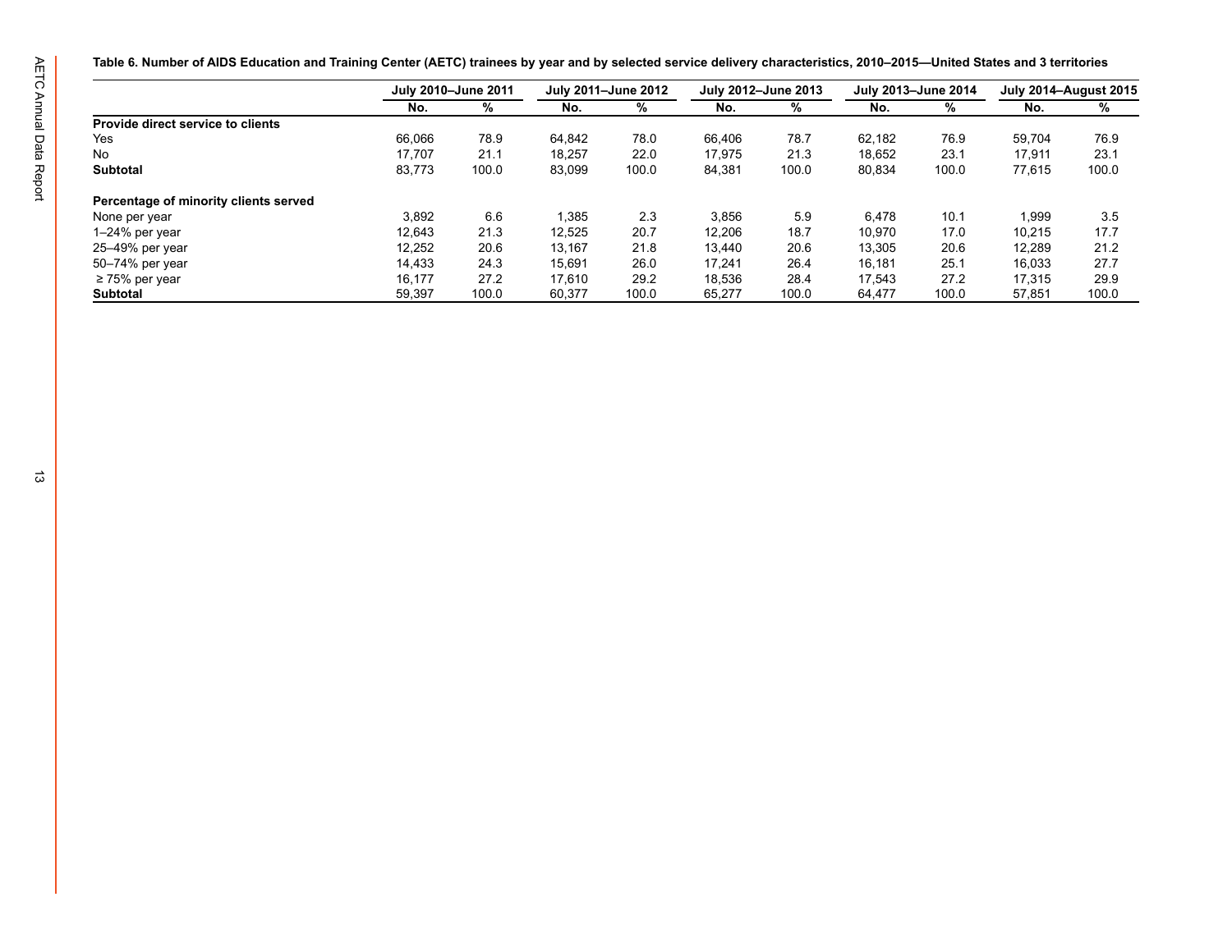**Table 6. Number of AIDS Education and Training Center (AETC) trainees by year and by selected service delivery characteristics, 2010–2015—United States and 3 territories**

| | July 2010–June 2011 | | July 2011–June 2012 | | July 2012–June 2013 | | July 2013–June 2014 | | July 2014–August 2015 | |
|---|---|---|---|---|---|---|---|---|---|---|
| | No. | % | No. | % | No. | % | No. | % | No. | % |
| **Provide direct service to clients** | | | | | | | | | | |
| Yes | 66,066 | 78.9 | 64,842 | 78.0 | 66,406 | 78.7 | 62,182 | 76.9 | 59,704 | 76.9 |
| No | 17,707 | 21.1 | 18,257 | 22.0 | 17,975 | 21.3 | 18,652 | 23.1 | 17,911 | 23.1 |
| **Subtotal** | 83,773 | 100.0 | 83,099 | 100.0 | 84,381 | 100.0 | 80,834 | 100.0 | 77,615 | 100.0 |
| **Percentage of minority clients served** | | | | | | | | | | |
| None per year | 3,892 | 6.6 | 1,385 | 2.3 | 3,856 | 5.9 | 6,478 | 10.1 | 1,999 | 3.5 |
| 1–24% per year | 12,643 | 21.3 | 12,525 | 20.7 | 12,206 | 18.7 | 10,970 | 17.0 | 10,215 | 17.7 |
| 25–49% per year | 12,252 | 20.6 | 13,167 | 21.8 | 13,440 | 20.6 | 13,305 | 20.6 | 12,289 | 21.2 |
| 50–74% per year | 14,433 | 24.3 | 15,691 | 26.0 | 17,241 | 26.4 | 16,181 | 25.1 | 16,033 | 27.7 |
| ≥ 75% per year | 16,177 | 27.2 | 17,610 | 29.2 | 18,536 | 28.4 | 17,543 | 27.2 | 17,315 | 29.9 |
| **Subtotal** | 59,397 | 100.0 | 60,377 | 100.0 | 65,277 | 100.0 | 64,477 | 100.0 | 57,851 | 100.0 |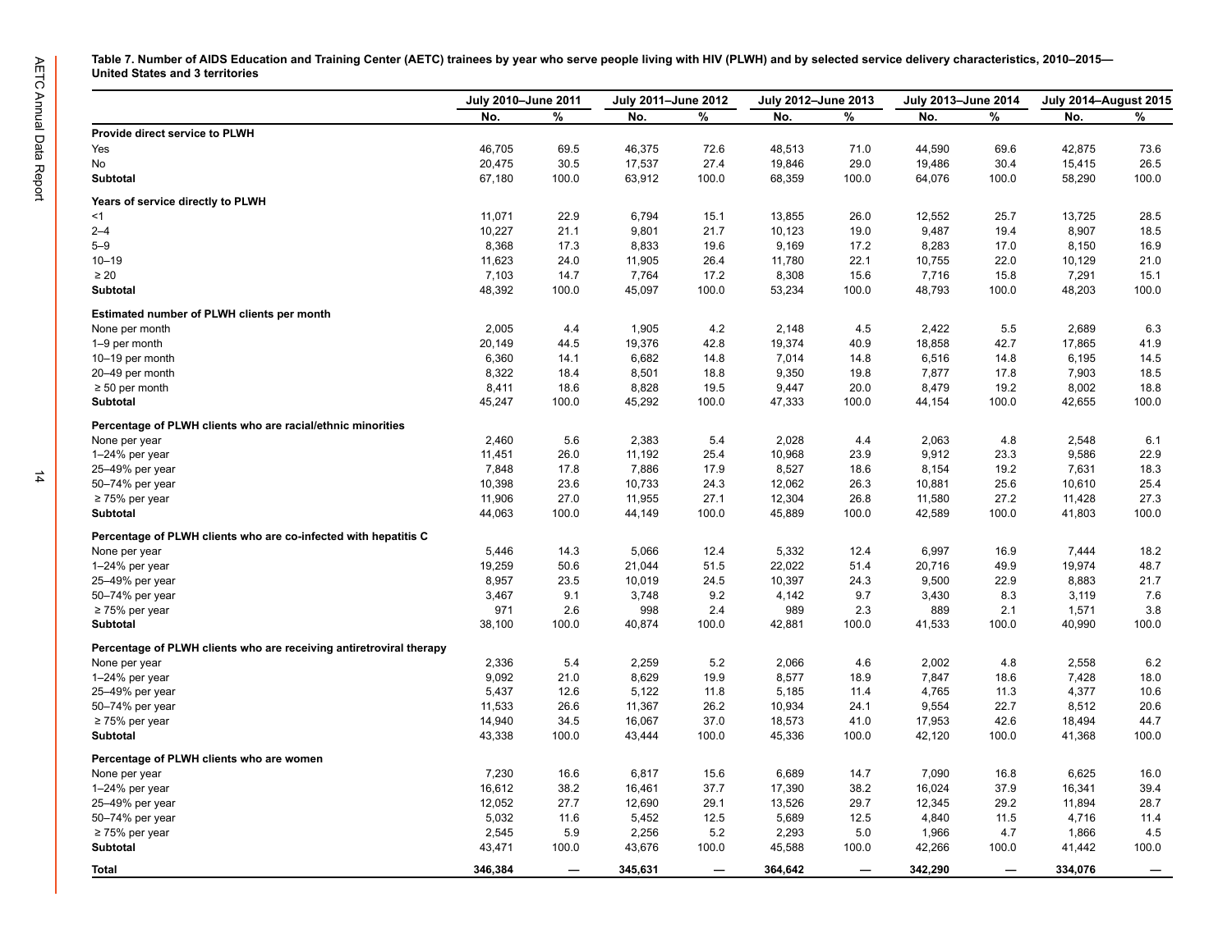**Table 7. Number of AIDS Education and Training Center (AETC) trainees by year who serve people living with HIV (PLWH) and by selected service delivery characteristics, 2010–2015—United States and 3 territories**

| | July 2010–June 2011 | | July 2011–June 2012 | | July 2012–June 2013 | | July 2013–June 2014 | | July 2014–August 2015 | |
|---|---|---|---|---|---|---|---|---|---|---|
| | No. | % | No. | % | No. | % | No. | % | No. | % |
| **Provide direct service to PLWH** | | | | | | | | | | |
| Yes | 46,705 | 69.5 | 46,375 | 72.6 | 48,513 | 71.0 | 44,590 | 69.6 | 42,875 | 73.6 |
| No | 20,475 | 30.5 | 17,537 | 27.4 | 19,846 | 29.0 | 19,486 | 30.4 | 15,415 | 26.5 |
| **Subtotal** | 67,180 | 100.0 | 63,912 | 100.0 | 68,359 | 100.0 | 64,076 | 100.0 | 58,290 | 100.0 |
| **Years of service directly to PLWH** | | | | | | | | | | |
| <1 | 11,071 | 22.9 | 6,794 | 15.1 | 13,855 | 26.0 | 12,552 | 25.7 | 13,725 | 28.5 |
| 2–4 | 10,227 | 21.1 | 9,801 | 21.7 | 10,123 | 19.0 | 9,487 | 19.4 | 8,907 | 18.5 |
| 5–9 | 8,368 | 17.3 | 8,833 | 19.6 | 9,169 | 17.2 | 8,283 | 17.0 | 8,150 | 16.9 |
| 10–19 | 11,623 | 24.0 | 11,905 | 26.4 | 11,780 | 22.1 | 10,755 | 22.0 | 10,129 | 21.0 |
| ≥ 20 | 7,103 | 14.7 | 7,764 | 17.2 | 8,308 | 15.6 | 7,716 | 15.8 | 7,291 | 15.1 |
| **Subtotal** | 48,392 | 100.0 | 45,097 | 100.0 | 53,234 | 100.0 | 48,793 | 100.0 | 48,203 | 100.0 |
| **Estimated number of PLWH clients per month** | | | | | | | | | | |
| None per month | 2,005 | 4.4 | 1,905 | 4.2 | 2,148 | 4.5 | 2,422 | 5.5 | 2,689 | 6.3 |
| 1–9 per month | 20,149 | 44.5 | 19,376 | 42.8 | 19,374 | 40.9 | 18,858 | 42.7 | 17,865 | 41.9 |
| 10–19 per month | 6,360 | 14.1 | 6,682 | 14.8 | 7,014 | 14.8 | 6,516 | 14.8 | 6,195 | 14.5 |
| 20–49 per month | 8,322 | 18.4 | 8,501 | 18.8 | 9,350 | 19.8 | 7,877 | 17.8 | 7,903 | 18.5 |
| ≥ 50 per month | 8,411 | 18.6 | 8,828 | 19.5 | 9,447 | 20.0 | 8,479 | 19.2 | 8,002 | 18.8 |
| **Subtotal** | 45,247 | 100.0 | 45,292 | 100.0 | 47,333 | 100.0 | 44,154 | 100.0 | 42,655 | 100.0 |
| **Percentage of PLWH clients who are racial/ethnic minorities** | | | | | | | | | | |
| None per year | 2,460 | 5.6 | 2,383 | 5.4 | 2,028 | 4.4 | 2,063 | 4.8 | 2,548 | 6.1 |
| 1–24% per year | 11,451 | 26.0 | 11,192 | 25.4 | 10,968 | 23.9 | 9,912 | 23.3 | 9,586 | 22.9 |
| 25–49% per year | 7,848 | 17.8 | 7,886 | 17.9 | 8,527 | 18.6 | 8,154 | 19.2 | 7,631 | 18.3 |
| 50–74% per year | 10,398 | 23.6 | 10,733 | 24.3 | 12,062 | 26.3 | 10,881 | 25.6 | 10,610 | 25.4 |
| ≥ 75% per year | 11,906 | 27.0 | 11,955 | 27.1 | 12,304 | 26.8 | 11,580 | 27.2 | 11,428 | 27.3 |
| **Subtotal** | 44,063 | 100.0 | 44,149 | 100.0 | 45,889 | 100.0 | 42,589 | 100.0 | 41,803 | 100.0 |
| **Percentage of PLWH clients who are co-infected with hepatitis C** | | | | | | | | | | |
| None per year | 5,446 | 14.3 | 5,066 | 12.4 | 5,332 | 12.4 | 6,997 | 16.9 | 7,444 | 18.2 |
| 1–24% per year | 19,259 | 50.6 | 21,044 | 51.5 | 22,022 | 51.4 | 20,716 | 49.9 | 19,974 | 48.7 |
| 25–49% per year | 8,957 | 23.5 | 10,019 | 24.5 | 10,397 | 24.3 | 9,500 | 22.9 | 8,883 | 21.7 |
| 50–74% per year | 3,467 | 9.1 | 3,748 | 9.2 | 4,142 | 9.7 | 3,430 | 8.3 | 3,119 | 7.6 |
| ≥ 75% per year | 971 | 2.6 | 998 | 2.4 | 989 | 2.3 | 889 | 2.1 | 1,571 | 3.8 |
| **Subtotal** | 38,100 | 100.0 | 40,874 | 100.0 | 42,881 | 100.0 | 41,533 | 100.0 | 40,990 | 100.0 |
| **Percentage of PLWH clients who are receiving antiretroviral therapy** | | | | | | | | | | |
| None per year | 2,336 | 5.4 | 2,259 | 5.2 | 2,066 | 4.6 | 2,002 | 4.8 | 2,558 | 6.2 |
| 1–24% per year | 9,092 | 21.0 | 8,629 | 19.9 | 8,577 | 18.9 | 7,847 | 18.6 | 7,428 | 18.0 |
| 25–49% per year | 5,437 | 12.6 | 5,122 | 11.8 | 5,185 | 11.4 | 4,765 | 11.3 | 4,377 | 10.6 |
| 50–74% per year | 11,533 | 26.6 | 11,367 | 26.2 | 10,934 | 24.1 | 9,554 | 22.7 | 8,512 | 20.6 |
| ≥ 75% per year | 14,940 | 34.5 | 16,067 | 37.0 | 18,573 | 41.0 | 17,953 | 42.6 | 18,494 | 44.7 |
| **Subtotal** | 43,338 | 100.0 | 43,444 | 100.0 | 45,336 | 100.0 | 42,120 | 100.0 | 41,368 | 100.0 |
| **Percentage of PLWH clients who are women** | | | | | | | | | | |
| None per year | 7,230 | 16.6 | 6,817 | 15.6 | 6,689 | 14.7 | 7,090 | 16.8 | 6,625 | 16.0 |
| 1–24% per year | 16,612 | 38.2 | 16,461 | 37.7 | 17,390 | 38.2 | 16,024 | 37.9 | 16,341 | 39.4 |
| 25–49% per year | 12,052 | 27.7 | 12,690 | 29.1 | 13,526 | 29.7 | 12,345 | 29.2 | 11,894 | 28.7 |
| 50–74% per year | 5,032 | 11.6 | 5,452 | 12.5 | 5,689 | 12.5 | 4,840 | 11.5 | 4,716 | 11.4 |
| ≥ 75% per year | 2,545 | 5.9 | 2,256 | 5.2 | 2,293 | 5.0 | 1,966 | 4.7 | 1,866 | 4.5 |
| **Subtotal** | 43,471 | 100.0 | 43,676 | 100.0 | 45,588 | 100.0 | 42,266 | 100.0 | 41,442 | 100.0 |
| **Total** | **346,384** | **—** | **345,631** | **—** | **364,642** | **—** | **342,290** | **—** | **334,076** | **—** |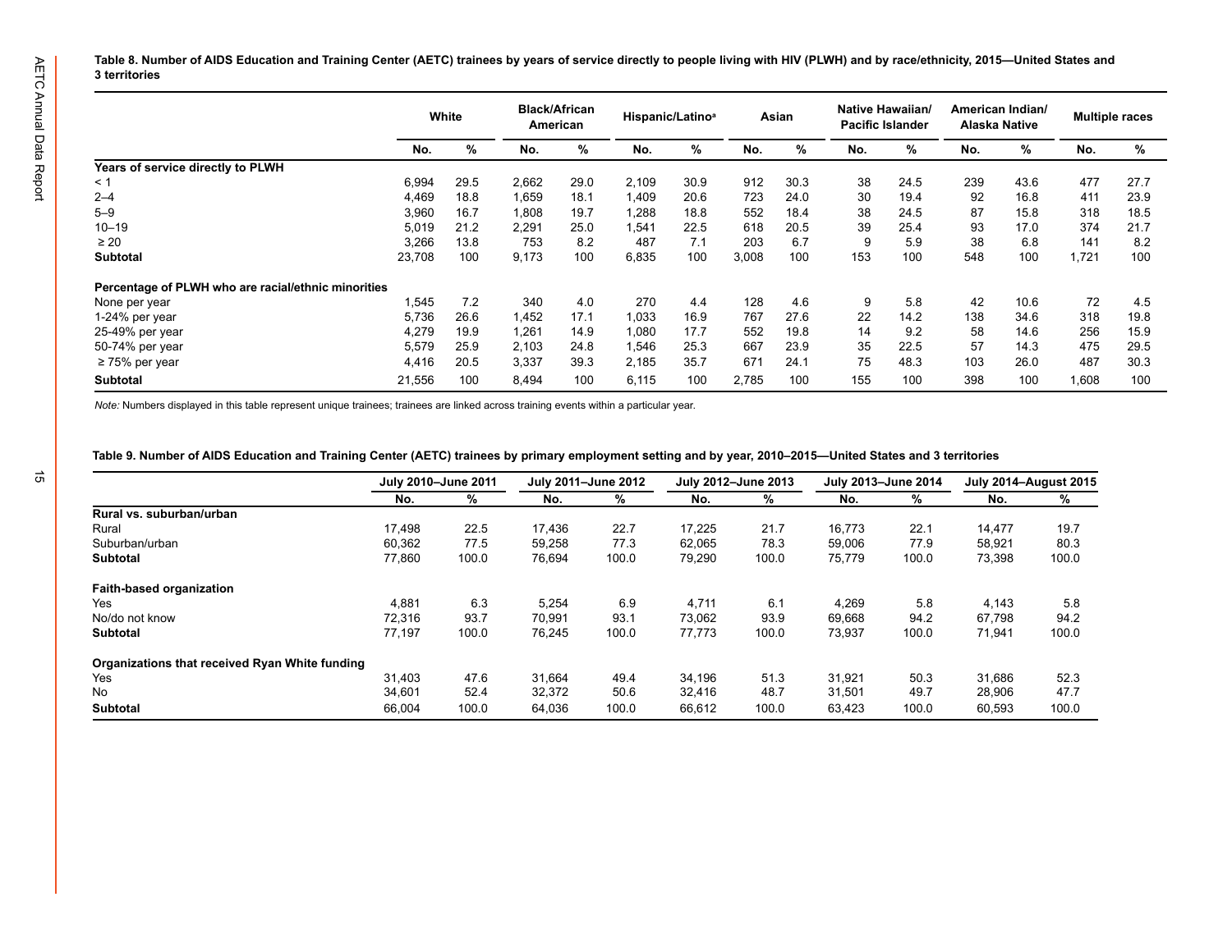**Table 8. Number of AIDS Education and Training Center (AETC) trainees by years of service directly to people living with HIV (PLWH) and by race/ethnicity, 2015—United States and 3 territories**

| | White | | Black/African American | | Hispanic/Latino[a] | | Asian | | Native Hawaiian/ Pacific Islander | | American Indian/ Alaska Native | | Multiple races | |
|---|---|---|---|---|---|---|---|---|---|---|---|---|---|---|
| | No. | % | No. | % | No. | % | No. | % | No. | % | No. | % | No. | % |
| **Years of service directly to PLWH** | | | | | | | | | | | | | | |
| < 1 | 6,994 | 29.5 | 2,662 | 29.0 | 2,109 | 30.9 | 912 | 30.3 | 38 | 24.5 | 239 | 43.6 | 477 | 27.7 |
| 2–4 | 4,469 | 18.8 | 1,659 | 18.1 | 1,409 | 20.6 | 723 | 24.0 | 30 | 19.4 | 92 | 16.8 | 411 | 23.9 |
| 5–9 | 3,960 | 16.7 | 1,808 | 19.7 | 1,288 | 18.8 | 552 | 18.4 | 38 | 24.5 | 87 | 15.8 | 318 | 18.5 |
| 10–19 | 5,019 | 21.2 | 2,291 | 25.0 | 1,541 | 22.5 | 618 | 20.5 | 39 | 25.4 | 93 | 17.0 | 374 | 21.7 |
| ≥ 20 | 3,266 | 13.8 | 753 | 8.2 | 487 | 7.1 | 203 | 6.7 | 9 | 5.9 | 38 | 6.8 | 141 | 8.2 |
| **Subtotal** | 23,708 | 100 | 9,173 | 100 | 6,835 | 100 | 3,008 | 100 | 153 | 100 | 548 | 100 | 1,721 | 100 |
| **Percentage of PLWH who are racial/ethnic minorities** | | | | | | | | | | | | | | |
| None per year | 1,545 | 7.2 | 340 | 4.0 | 270 | 4.4 | 128 | 4.6 | 9 | 5.8 | 42 | 10.6 | 72 | 4.5 |
| 1-24% per year | 5,736 | 26.6 | 1,452 | 17.1 | 1,033 | 16.9 | 767 | 27.6 | 22 | 14.2 | 138 | 34.6 | 318 | 19.8 |
| 25-49% per year | 4,279 | 19.9 | 1,261 | 14.9 | 1,080 | 17.7 | 552 | 19.8 | 14 | 9.2 | 58 | 14.6 | 256 | 15.9 |
| 50-74% per year | 5,579 | 25.9 | 2,103 | 24.8 | 1,546 | 25.3 | 667 | 23.9 | 35 | 22.5 | 57 | 14.3 | 475 | 29.5 |
| ≥ 75% per year | 4,416 | 20.5 | 3,337 | 39.3 | 2,185 | 35.7 | 671 | 24.1 | 75 | 48.3 | 103 | 26.0 | 487 | 30.3 |
| **Subtotal** | 21,556 | 100 | 8,494 | 100 | 6,115 | 100 | 2,785 | 100 | 155 | 100 | 398 | 100 | 1,608 | 100 |

*Note:* Numbers displayed in this table represent unique trainees; trainees are linked across training events within a particular year.

**Table 9. Number of AIDS Education and Training Center (AETC) trainees by primary employment setting and by year, 2010–2015—United States and 3 territories**

| | July 2010–June 2011 | | July 2011–June 2012 | | July 2012–June 2013 | | July 2013–June 2014 | | July 2014–August 2015 | |
|---|---|---|---|---|---|---|---|---|---|---|
| | No. | % | No. | % | No. | % | No. | % | No. | % |
| **Rural vs. suburban/urban** | | | | | | | | | | |
| Rural | 17,498 | 22.5 | 17,436 | 22.7 | 17,225 | 21.7 | 16,773 | 22.1 | 14,477 | 19.7 |
| Suburban/urban | 60,362 | 77.5 | 59,258 | 77.3 | 62,065 | 78.3 | 59,006 | 77.9 | 58,921 | 80.3 |
| **Subtotal** | 77,860 | 100.0 | 76,694 | 100.0 | 79,290 | 100.0 | 75,779 | 100.0 | 73,398 | 100.0 |
| **Faith-based organization** | | | | | | | | | | |
| Yes | 4,881 | 6.3 | 5,254 | 6.9 | 4,711 | 6.1 | 4,269 | 5.8 | 4,143 | 5.8 |
| No/do not know | 72,316 | 93.7 | 70,991 | 93.1 | 73,062 | 93.9 | 69,668 | 94.2 | 67,798 | 94.2 |
| **Subtotal** | 77,197 | 100.0 | 76,245 | 100.0 | 77,773 | 100.0 | 73,937 | 100.0 | 71,941 | 100.0 |
| **Organizations that received Ryan White funding** | | | | | | | | | | |
| Yes | 31,403 | 47.6 | 31,664 | 49.4 | 34,196 | 51.3 | 31,921 | 50.3 | 31,686 | 52.3 |
| No | 34,601 | 52.4 | 32,372 | 50.6 | 32,416 | 48.7 | 31,501 | 49.7 | 28,906 | 47.7 |
| **Subtotal** | 66,004 | 100.0 | 64,036 | 100.0 | 66,612 | 100.0 | 63,423 | 100.0 | 60,593 | 100.0 |